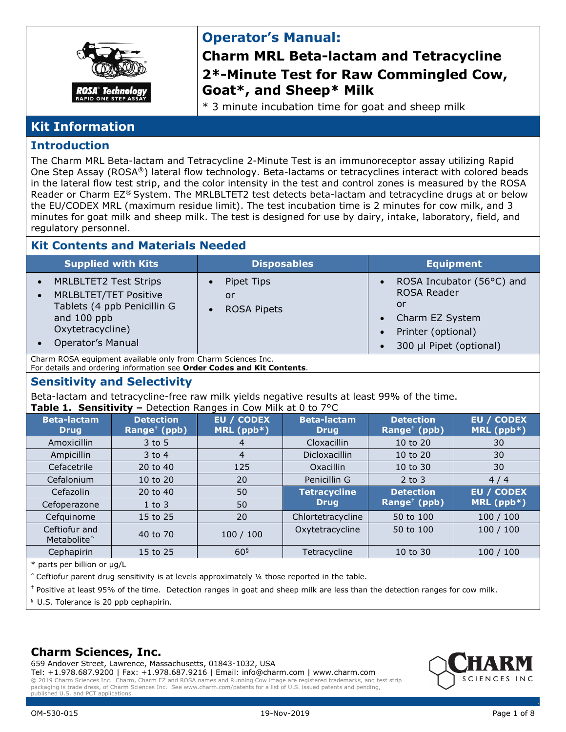# Operator's Manual:

# Charm MRL Beta-lactam and Tetracycline 2*-Minute Test for Raw Commingled Cow, Goat*, and Sheep* Milk

* 3 minute incubation time for goat and sheep milk

## Kit Information

### Introduction

The Charm MRL Beta-lactam and Tetracycline 2-Minute Test is an immunoreceptor assay utilizing Rapid One Step Assay (ROSA®) lateral flow technology. Beta-lactams or tetracyclines interact with colored beads in the lateral flow test strip, and the color intensity in the test and control zones is measured by the ROSA Reader or Charm EZ® System. The MRLBLTET2 test detects beta-lactam and tetracycline drugs at or below the EU/CODEX MRL (maximum residue limit). The test incubation time is 2 minutes for cow milk, and 3 minutes for goat milk and sheep milk. The test is designed for use by dairy, intake, laboratory, field, and regulatory personnel.

### Kit Contents and Materials Needed

| Supplied with Kits | Disposables | Equipment |
|---|---|---|
| • MRLBLTET2 Test Strips<br>• MRLBLTET/TET Positive Tablets (4 ppb Penicillin G and 100 ppb Oxytetracycline)<br>• Operator's Manual | • Pipet Tips<br>or<br>• ROSA Pipets | • ROSA Incubator (56°C) and ROSA Reader<br>or<br>• Charm EZ System<br>• Printer (optional)<br>• 300 µl Pipet (optional) |

Charm ROSA equipment available only from Charm Sciences Inc.
For details and ordering information see **Order Codes and Kit Contents**.

### Sensitivity and Selectivity

Beta-lactam and tetracycline-free raw milk yields negative results at least 99% of the time.

**Table 1. Sensitivity –** Detection Ranges in Cow Milk at 0 to 7°C

| Beta-lactam Drug | Detection Range† (ppb) | EU / CODEX MRL (ppb*) | Beta-lactam Drug | Detection Range† (ppb) | EU / CODEX MRL (ppb*) |
|---|---|---|---|---|---|
| Amoxicillin | 3 to 5 | 4 | Cloxacillin | 10 to 20 | 30 |
| Ampicillin | 3 to 4 | 4 | Dicloxacillin | 10 to 20 | 30 |
| Cefacetrile | 20 to 40 | 125 | Oxacillin | 10 to 30 | 30 |
| Cefalonium | 10 to 20 | 20 | Penicillin G | 2 to 3 | 4 / 4 |
| Cefazolin | 20 to 40 | 50 | **Tetracycline Drug** | **Detection Range† (ppb)** | **EU / CODEX MRL (ppb*)** |
| Cefoperazone | 1 to 3 | 50 | | | |
| Cefquinome | 15 to 25 | 20 | Chlortetracycline | 50 to 100 | 100 / 100 |
| Ceftiofur and Metabolite^ | 40 to 70 | 100 / 100 | Oxytetracycline | 50 to 100 | 100 / 100 |
| Cephapirin | 15 to 25 | 60§ | Tetracycline | 10 to 30 | 100 / 100 |

\* parts per billion or µg/L

^ Ceftiofur parent drug sensitivity is at levels approximately ¼ those reported in the table.

† Positive at least 95% of the time. Detection ranges in goat and sheep milk are less than the detection ranges for cow milk.

§ U.S. Tolerance is 20 ppb cephapirin.

**Charm Sciences, Inc.**

659 Andover Street, Lawrence, Massachusetts, 01843-1032, USA
Tel: +1.978.687.9200 | Fax: +1.978.687.9216 | Email: info@charm.com | www.charm.com
© 2019 Charm Sciences Inc. Charm, Charm EZ and ROSA names and Running Cow image are registered trademarks, and test strip packaging is trade dress, of Charm Sciences Inc. See www.charm.com/patents for a list of U.S. issued patents and pending, published U.S. and PCT applications.

OM-530-015 19-Nov-2019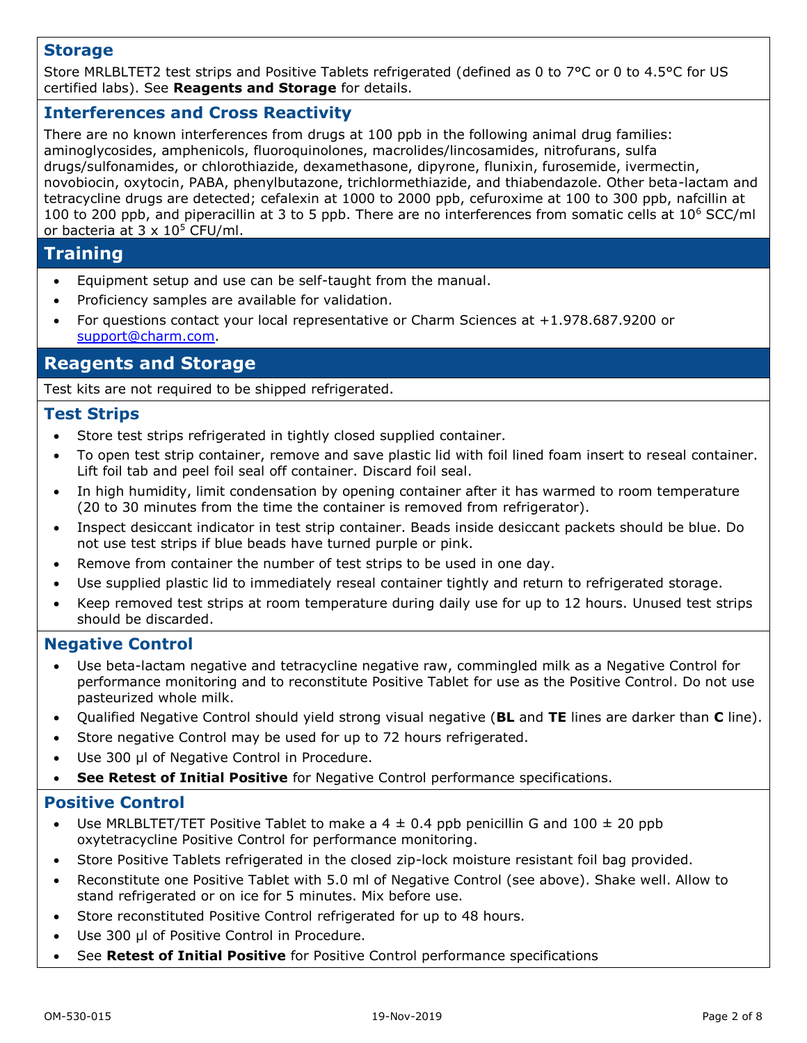## Storage

Store MRLBLTET2 test strips and Positive Tablets refrigerated (defined as 0 to 7°C or 0 to 4.5°C for US certified labs). See **Reagents and Storage** for details.

## Interferences and Cross Reactivity

There are no known interferences from drugs at 100 ppb in the following animal drug families: aminoglycosides, amphenicols, fluoroquinolones, macrolides/lincosamides, nitrofurans, sulfa drugs/sulfonamides, or chlorothiazide, dexamethasone, dipyrone, flunixin, furosemide, ivermectin, novobiocin, oxytocin, PABA, phenylbutazone, trichlormethiazide, and thiabendazole. Other beta-lactam and tetracycline drugs are detected; cefalexin at 1000 to 2000 ppb, cefuroxime at 100 to 300 ppb, nafcillin at 100 to 200 ppb, and piperacillin at 3 to 5 ppb. There are no interferences from somatic cells at $10^6$ SCC/ml or bacteria at $3 \times 10^5$ CFU/ml.

# Training

- Equipment setup and use can be self-taught from the manual.
- Proficiency samples are available for validation.
- For questions contact your local representative or Charm Sciences at +1.978.687.9200 or support@charm.com.

# Reagents and Storage

Test kits are not required to be shipped refrigerated.

## Test Strips

- Store test strips refrigerated in tightly closed supplied container.
- To open test strip container, remove and save plastic lid with foil lined foam insert to reseal container. Lift foil tab and peel foil seal off container. Discard foil seal.
- In high humidity, limit condensation by opening container after it has warmed to room temperature (20 to 30 minutes from the time the container is removed from refrigerator).
- Inspect desiccant indicator in test strip container. Beads inside desiccant packets should be blue. Do not use test strips if blue beads have turned purple or pink.
- Remove from container the number of test strips to be used in one day.
- Use supplied plastic lid to immediately reseal container tightly and return to refrigerated storage.
- Keep removed test strips at room temperature during daily use for up to 12 hours. Unused test strips should be discarded.

## Negative Control

- Use beta-lactam negative and tetracycline negative raw, commingled milk as a Negative Control for performance monitoring and to reconstitute Positive Tablet for use as the Positive Control. Do not use pasteurized whole milk.
- Qualified Negative Control should yield strong visual negative (**BL** and **TE** lines are darker than **C** line).
- Store negative Control may be used for up to 72 hours refrigerated.
- Use 300 µl of Negative Control in Procedure.
- **See Retest of Initial Positive** for Negative Control performance specifications.

## Positive Control

- Use MRLBLTET/TET Positive Tablet to make a 4 ± 0.4 ppb penicillin G and 100 ± 20 ppb oxytetracycline Positive Control for performance monitoring.
- Store Positive Tablets refrigerated in the closed zip-lock moisture resistant foil bag provided.
- Reconstitute one Positive Tablet with 5.0 ml of Negative Control (see above). Shake well. Allow to stand refrigerated or on ice for 5 minutes. Mix before use.
- Store reconstituted Positive Control refrigerated for up to 48 hours.
- Use 300 µl of Positive Control in Procedure.
- See **Retest of Initial Positive** for Positive Control performance specifications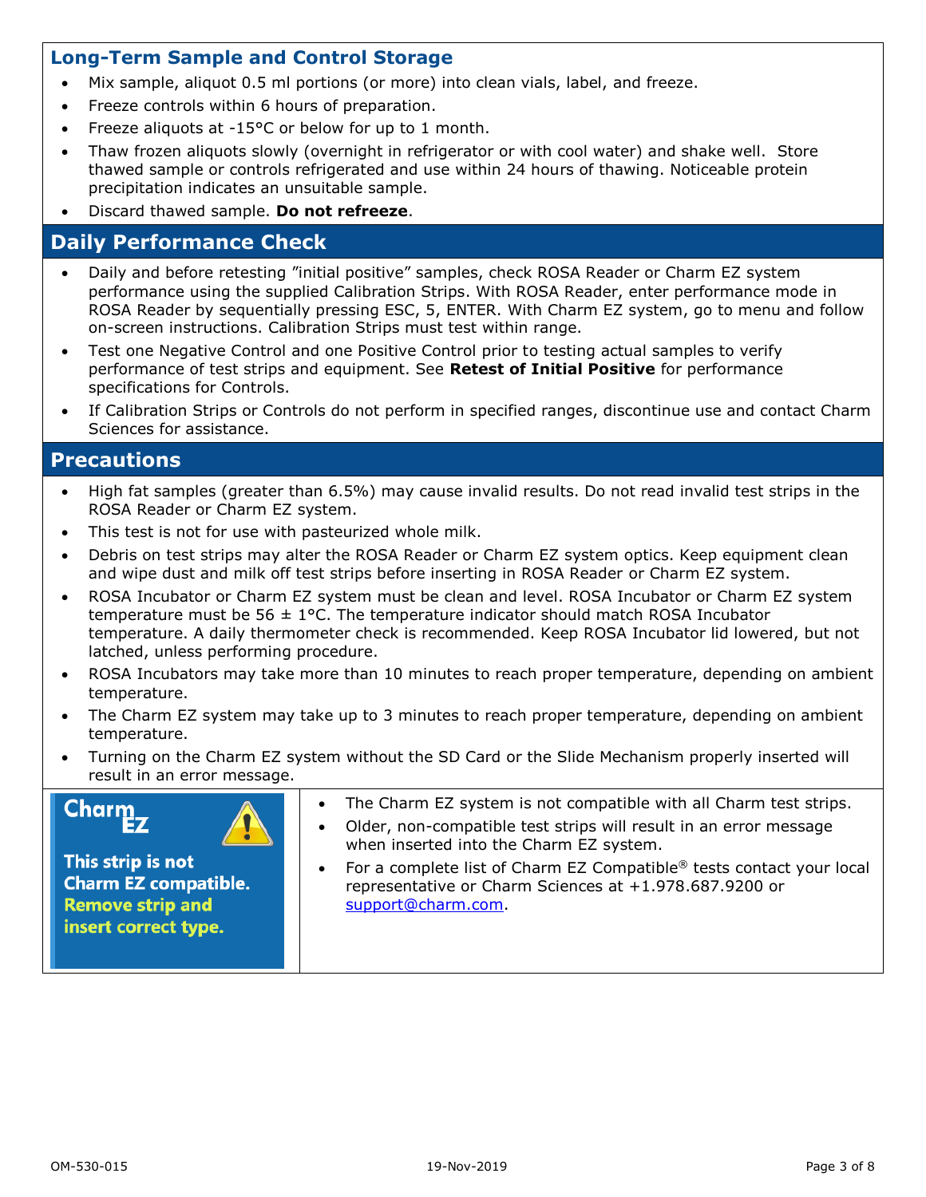## Long-Term Sample and Control Storage

- Mix sample, aliquot 0.5 ml portions (or more) into clean vials, label, and freeze.
- Freeze controls within 6 hours of preparation.
- Freeze aliquots at -15°C or below for up to 1 month.
- Thaw frozen aliquots slowly (overnight in refrigerator or with cool water) and shake well. Store thawed sample or controls refrigerated and use within 24 hours of thawing. Noticeable protein precipitation indicates an unsuitable sample.
- Discard thawed sample. **Do not refreeze**.

## Daily Performance Check

- Daily and before retesting "initial positive" samples, check ROSA Reader or Charm EZ system performance using the supplied Calibration Strips. With ROSA Reader, enter performance mode in ROSA Reader by sequentially pressing ESC, 5, ENTER. With Charm EZ system, go to menu and follow on-screen instructions. Calibration Strips must test within range.
- Test one Negative Control and one Positive Control prior to testing actual samples to verify performance of test strips and equipment. See **Retest of Initial Positive** for performance specifications for Controls.
- If Calibration Strips or Controls do not perform in specified ranges, discontinue use and contact Charm Sciences for assistance.

## Precautions

- High fat samples (greater than 6.5%) may cause invalid results. Do not read invalid test strips in the ROSA Reader or Charm EZ system.
- This test is not for use with pasteurized whole milk.
- Debris on test strips may alter the ROSA Reader or Charm EZ system optics. Keep equipment clean and wipe dust and milk off test strips before inserting in ROSA Reader or Charm EZ system.
- ROSA Incubator or Charm EZ system must be clean and level. ROSA Incubator or Charm EZ system temperature must be 56 ± 1°C. The temperature indicator should match ROSA Incubator temperature. A daily thermometer check is recommended. Keep ROSA Incubator lid lowered, but not latched, unless performing procedure.
- ROSA Incubators may take more than 10 minutes to reach proper temperature, depending on ambient temperature.
- The Charm EZ system may take up to 3 minutes to reach proper temperature, depending on ambient temperature.
- Turning on the Charm EZ system without the SD Card or the Slide Mechanism properly inserted will result in an error message.

Charm EZ

This strip is not Charm EZ compatible. Remove strip and insert correct type.

- The Charm EZ system is not compatible with all Charm test strips.
- Older, non-compatible test strips will result in an error message when inserted into the Charm EZ system.
- For a complete list of Charm EZ Compatible® tests contact your local representative or Charm Sciences at +1.978.687.9200 or support@charm.com.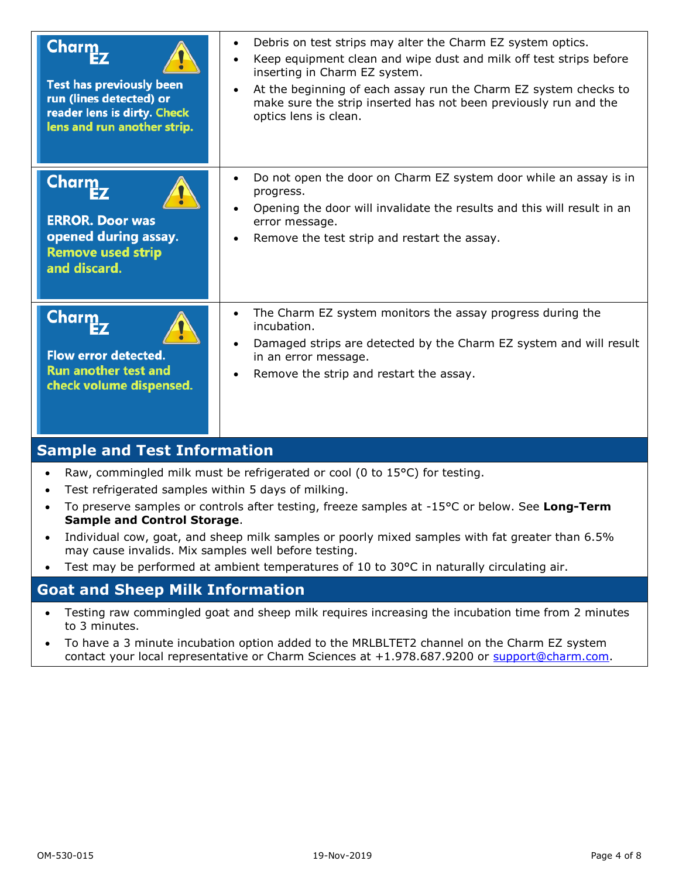| | |
|---|---|
| Charm EZ<br>Test has previously been run (lines detected) or reader lens is dirty. Check lens and run another strip. | • Debris on test strips may alter the Charm EZ system optics.<br>• Keep equipment clean and wipe dust and milk off test strips before inserting in Charm EZ system.<br>• At the beginning of each assay run the Charm EZ system checks to make sure the strip inserted has not been previously run and the optics lens is clean. |
| Charm EZ<br>ERROR. Door was opened during assay. Remove used strip and discard. | • Do not open the door on Charm EZ system door while an assay is in progress.<br>• Opening the door will invalidate the results and this will result in an error message.<br>• Remove the test strip and restart the assay. |
| Charm EZ<br>Flow error detected. Run another test and check volume dispensed. | • The Charm EZ system monitors the assay progress during the incubation.<br>• Damaged strips are detected by the Charm EZ system and will result in an error message.<br>• Remove the strip and restart the assay. |

## Sample and Test Information

- Raw, commingled milk must be refrigerated or cool (0 to 15°C) for testing.
- Test refrigerated samples within 5 days of milking.
- To preserve samples or controls after testing, freeze samples at -15°C or below. See **Long-Term Sample and Control Storage**.
- Individual cow, goat, and sheep milk samples or poorly mixed samples with fat greater than 6.5% may cause invalids. Mix samples well before testing.
- Test may be performed at ambient temperatures of 10 to 30°C in naturally circulating air.

## Goat and Sheep Milk Information

- Testing raw commingled goat and sheep milk requires increasing the incubation time from 2 minutes to 3 minutes.
- To have a 3 minute incubation option added to the MRLBLTET2 channel on the Charm EZ system contact your local representative or Charm Sciences at +1.978.687.9200 or support@charm.com.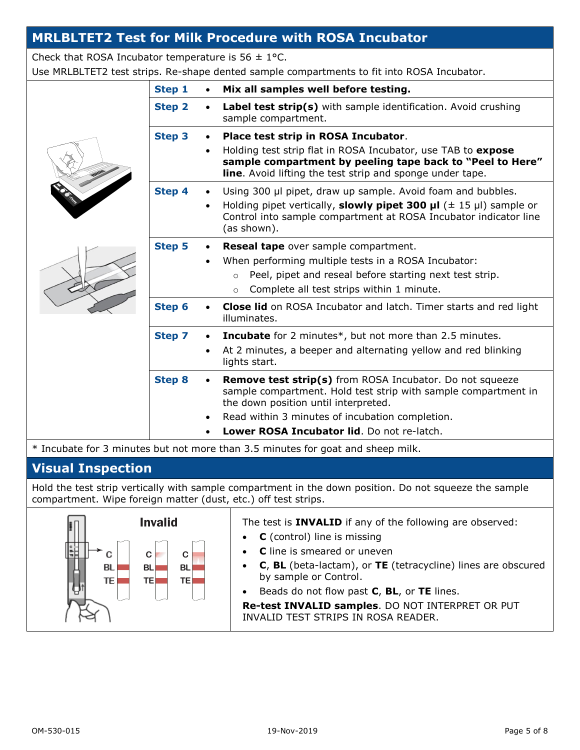## MRLBLTET2 Test for Milk Procedure with ROSA Incubator

Check that ROSA Incubator temperature is 56 ± 1°C.
Use MRLBLTET2 test strips. Re-shape dented sample compartments to fit into ROSA Incubator.

| Step | Procedure |
|---|---|
| **Step 1** | • **Mix all samples well before testing.** |
| **Step 2** | • **Label test strip(s)** with sample identification. Avoid crushing sample compartment. |
| **Step 3** | • **Place test strip in ROSA Incubator**.<br>• Holding test strip flat in ROSA Incubator, use TAB to **expose sample compartment by peeling tape back to "Peel to Here" line**. Avoid lifting the test strip and sponge under tape. |
| **Step 4** | • Using 300 µl pipet, draw up sample. Avoid foam and bubbles.<br>• Holding pipet vertically, **slowly pipet 300 µl** (± 15 µl) sample or Control into sample compartment at ROSA Incubator indicator line (as shown). |
| **Step 5** | • **Reseal tape** over sample compartment.<br>• When performing multiple tests in a ROSA Incubator:<br>○ Peel, pipet and reseal before starting next test strip.<br>○ Complete all test strips within 1 minute. |
| **Step 6** | • **Close lid** on ROSA Incubator and latch. Timer starts and red light illuminates. |
| **Step 7** | • **Incubate** for 2 minutes*, but not more than 2.5 minutes.<br>• At 2 minutes, a beeper and alternating yellow and red blinking lights start. |
| **Step 8** | • **Remove test strip(s)** from ROSA Incubator. Do not squeeze sample compartment. Hold test strip with sample compartment in the down position until interpreted.<br>• Read within 3 minutes of incubation completion.<br>• **Lower ROSA Incubator lid**. Do not re-latch. |

* Incubate for 3 minutes but not more than 3.5 minutes for goat and sheep milk.

## Visual Inspection

Hold the test strip vertically with sample compartment in the down position. Do not squeeze the sample compartment. Wipe foreign matter (dust, etc.) off test strips.

**Invalid**

C, BL, TE

The test is **INVALID** if any of the following are observed:

- **C** (control) line is missing
- **C** line is smeared or uneven
- **C**, **BL** (beta-lactam), or **TE** (tetracycline) lines are obscured by sample or Control.
- Beads do not flow past **C**, **BL**, or **TE** lines.

**Re-test INVALID samples**. DO NOT INTERPRET OR PUT INVALID TEST STRIPS IN ROSA READER.

OM-530-015 19-Nov-2019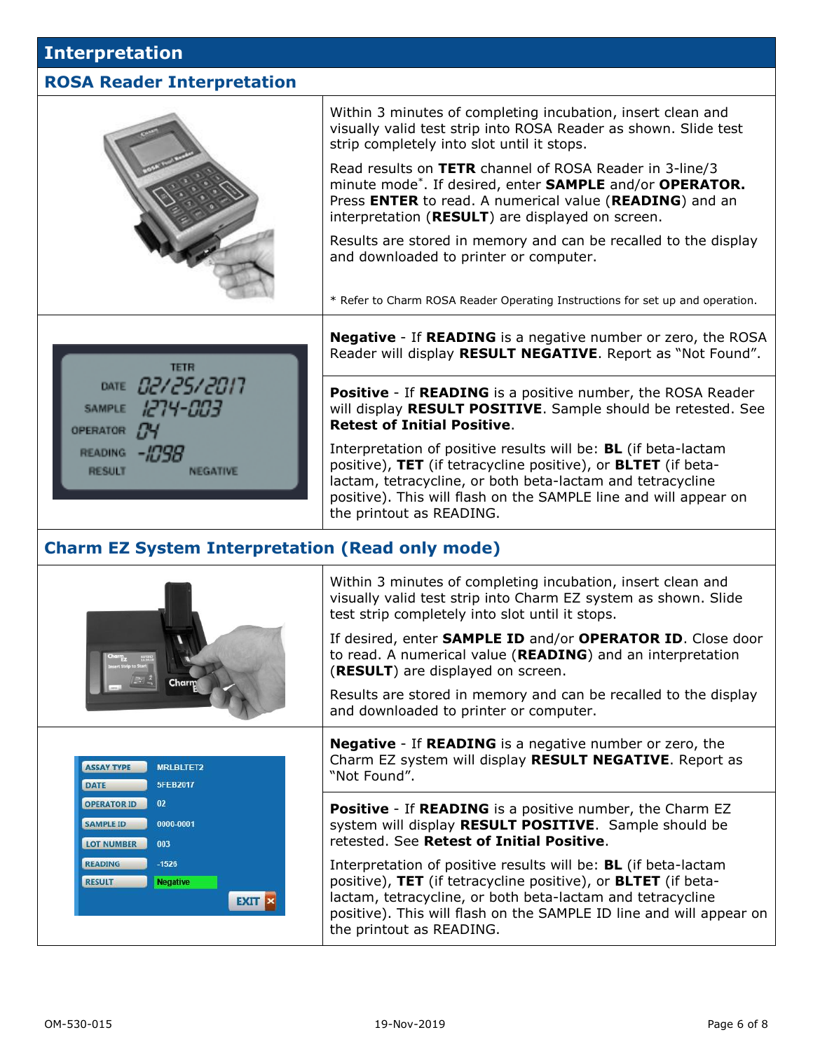# Interpretation

## ROSA Reader Interpretation

Within 3 minutes of completing incubation, insert clean and visually valid test strip into ROSA Reader as shown. Slide test strip completely into slot until it stops.

Read results on **TETR** channel of ROSA Reader in 3-line/3 minute mode*. If desired, enter **SAMPLE** and/or **OPERATOR.** Press **ENTER** to read. A numerical value (**READING**) and an interpretation (**RESULT**) are displayed on screen.

Results are stored in memory and can be recalled to the display and downloaded to printer or computer.

\* Refer to Charm ROSA Reader Operating Instructions for set up and operation.

**Negative** - If **READING** is a negative number or zero, the ROSA Reader will display **RESULT NEGATIVE**. Report as "Not Found".

**Positive** - If **READING** is a positive number, the ROSA Reader will display **RESULT POSITIVE**. Sample should be retested. See **Retest of Initial Positive**.

Interpretation of positive results will be: **BL** (if beta-lactam positive), **TET** (if tetracycline positive), or **BLTET** (if beta-lactam, tetracycline, or both beta-lactam and tetracycline positive). This will flash on the SAMPLE line and will appear on the printout as READING.

## Charm EZ System Interpretation (Read only mode)

Within 3 minutes of completing incubation, insert clean and visually valid test strip into Charm EZ system as shown. Slide test strip completely into slot until it stops.

If desired, enter **SAMPLE ID** and/or **OPERATOR ID**. Close door to read. A numerical value (**READING**) and an interpretation (**RESULT**) are displayed on screen.

Results are stored in memory and can be recalled to the display and downloaded to printer or computer.

**Negative** - If **READING** is a negative number or zero, the Charm EZ system will display **RESULT NEGATIVE**. Report as "Not Found".

**Positive** - If **READING** is a positive number, the Charm EZ system will display **RESULT POSITIVE**. Sample should be retested. See **Retest of Initial Positive**.

Interpretation of positive results will be: **BL** (if beta-lactam positive), **TET** (if tetracycline positive), or **BLTET** (if beta-lactam, tetracycline, or both beta-lactam and tetracycline positive). This will flash on the SAMPLE ID line and will appear on the printout as READING.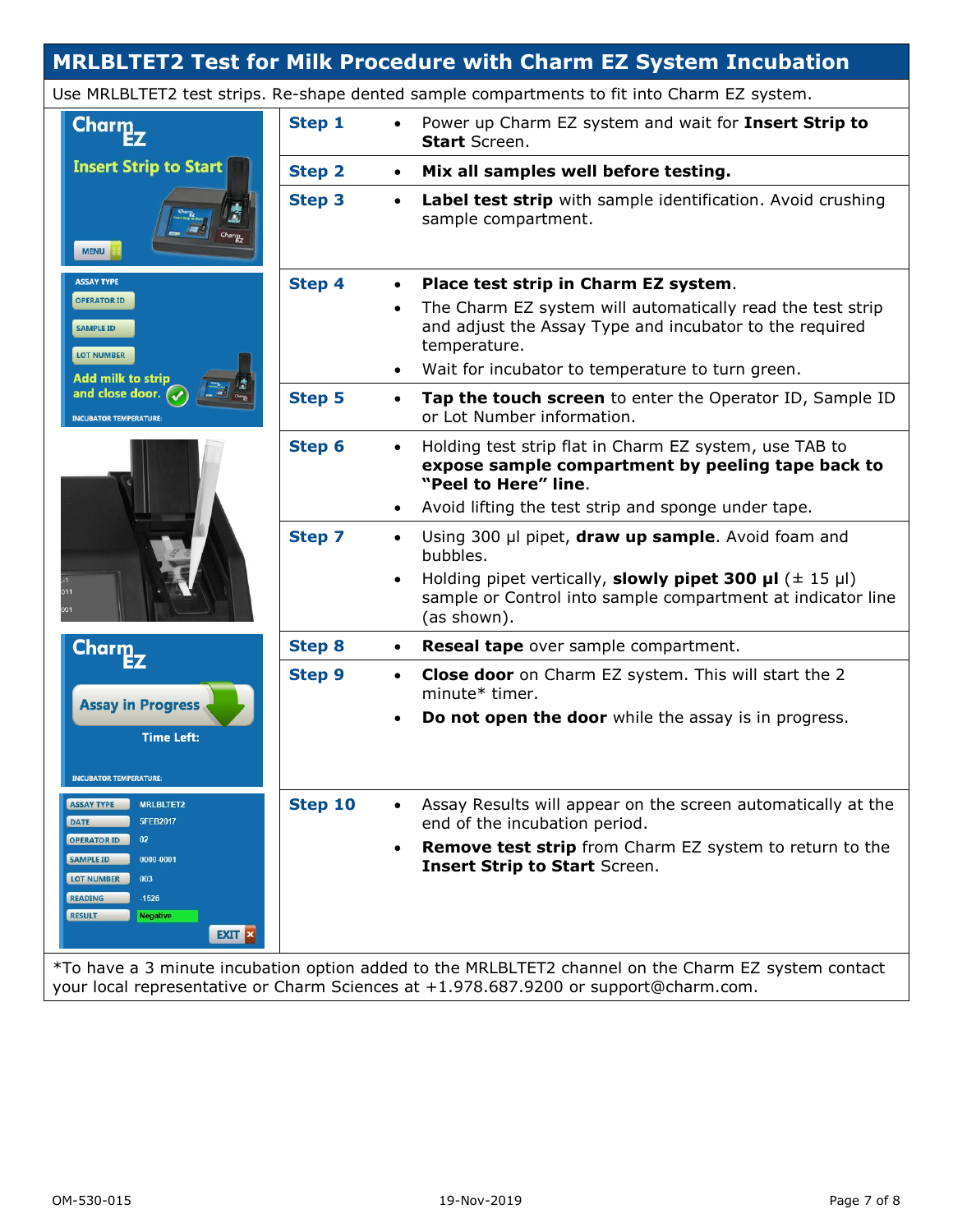## MRLBLTET2 Test for Milk Procedure with Charm EZ System Incubation

Use MRLBLTET2 test strips. Re-shape dented sample compartments to fit into Charm EZ system.

| Step | Instructions |
|---|---|
| **Step 1** | • Power up Charm EZ system and wait for **Insert Strip to Start** Screen. |
| **Step 2** | • **Mix all samples well before testing.** |
| **Step 3** | • **Label test strip** with sample identification. Avoid crushing sample compartment. |
| **Step 4** | • **Place test strip in Charm EZ system**.<br>• The Charm EZ system will automatically read the test strip and adjust the Assay Type and incubator to the required temperature.<br>• Wait for incubator to temperature to turn green. |
| **Step 5** | • **Tap the touch screen** to enter the Operator ID, Sample ID or Lot Number information. |
| **Step 6** | • Holding test strip flat in Charm EZ system, use TAB to **expose sample compartment by peeling tape back to "Peel to Here" line**.<br>• Avoid lifting the test strip and sponge under tape. |
| **Step 7** | • Using 300 µl pipet, **draw up sample**. Avoid foam and bubbles.<br>• Holding pipet vertically, **slowly pipet 300 µl** (± 15 µl) sample or Control into sample compartment at indicator line (as shown). |
| **Step 8** | • **Reseal tape** over sample compartment. |
| **Step 9** | • **Close door** on Charm EZ system. This will start the 2 minute* timer.<br>• **Do not open the door** while the assay is in progress. |
| **Step 10** | • Assay Results will appear on the screen automatically at the end of the incubation period.<br>• **Remove test strip** from Charm EZ system to return to the **Insert Strip to Start** Screen. |

*To have a 3 minute incubation option added to the MRLBLTET2 channel on the Charm EZ system contact your local representative or Charm Sciences at +1.978.687.9200 or support@charm.com.

OM-530-015 19-Nov-2019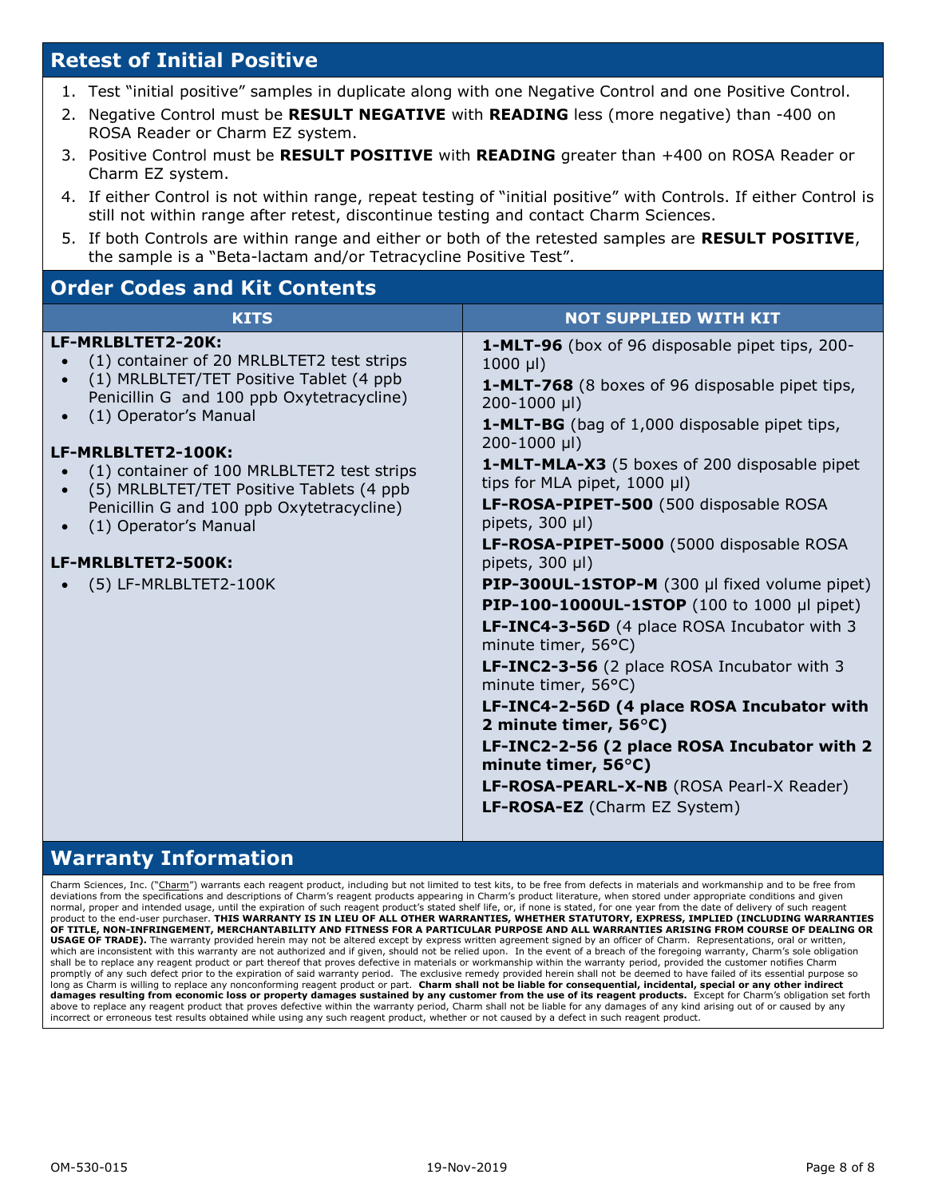## Retest of Initial Positive

1. Test "initial positive" samples in duplicate along with one Negative Control and one Positive Control.
2. Negative Control must be **RESULT NEGATIVE** with **READING** less (more negative) than -400 on ROSA Reader or Charm EZ system.
3. Positive Control must be **RESULT POSITIVE** with **READING** greater than +400 on ROSA Reader or Charm EZ system.
4. If either Control is not within range, repeat testing of "initial positive" with Controls. If either Control is still not within range after retest, discontinue testing and contact Charm Sciences.
5. If both Controls are within range and either or both of the retested samples are **RESULT POSITIVE**, the sample is a "Beta-lactam and/or Tetracycline Positive Test".

## Order Codes and Kit Contents

| KITS | NOT SUPPLIED WITH KIT |
|---|---|
| **LF-MRLBLTET2-20K:**<br>• (1) container of 20 MRLBLTET2 test strips<br>• (1) MRLBLTET/TET Positive Tablet (4 ppb Penicillin G and 100 ppb Oxytetracycline)<br>• (1) Operator's Manual<br><br>**LF-MRLBLTET2-100K:**<br>• (1) container of 100 MRLBLTET2 test strips<br>• (5) MRLBLTET/TET Positive Tablets (4 ppb Penicillin G and 100 ppb Oxytetracycline)<br>• (1) Operator's Manual<br><br>**LF-MRLBLTET2-500K:**<br>• (5) LF-MRLBLTET2-100K | **1-MLT-96** (box of 96 disposable pipet tips, 200-1000 µl)<br>**1-MLT-768** (8 boxes of 96 disposable pipet tips, 200-1000 µl)<br>**1-MLT-BG** (bag of 1,000 disposable pipet tips, 200-1000 µl)<br>**1-MLT-MLA-X3** (5 boxes of 200 disposable pipet tips for MLA pipet, 1000 µl)<br>**LF-ROSA-PIPET-500** (500 disposable ROSA pipets, 300 µl)<br>**LF-ROSA-PIPET-5000** (5000 disposable ROSA pipets, 300 µl)<br>**PIP-300UL-1STOP-M** (300 µl fixed volume pipet)<br>**PIP-100-1000UL-1STOP** (100 to 1000 µl pipet)<br>**LF-INC4-3-56D** (4 place ROSA Incubator with 3 minute timer, 56°C)<br>**LF-INC2-3-56** (2 place ROSA Incubator with 3 minute timer, 56°C)<br>**LF-INC4-2-56D (4 place ROSA Incubator with 2 minute timer, 56°C)**<br>**LF-INC2-2-56 (2 place ROSA Incubator with 2 minute timer, 56°C)**<br>**LF-ROSA-PEARL-X-NB** (ROSA Pearl-X Reader)<br>**LF-ROSA-EZ** (Charm EZ System) |

## Warranty Information

Charm Sciences, Inc. ("Charm") warrants each reagent product, including but not limited to test kits, to be free from defects in materials and workmanship and to be free from deviations from the specifications and descriptions of Charm's reagent products appearing in Charm's product literature, when stored under appropriate conditions and given normal, proper and intended usage, until the expiration of such reagent product's stated shelf life, or, if none is stated, for one year from the date of delivery of such reagent product to the end-user purchaser. **THIS WARRANTY IS IN LIEU OF ALL OTHER WARRANTIES, WHETHER STATUTORY, EXPRESS, IMPLIED (INCLUDING WARRANTIES OF TITLE, NON-INFRINGEMENT, MERCHANTABILITY AND FITNESS FOR A PARTICULAR PURPOSE AND ALL WARRANTIES ARISING FROM COURSE OF DEALING OR USAGE OF TRADE).** The warranty provided herein may not be altered except by express written agreement signed by an officer of Charm. Representations, oral or written, which are inconsistent with this warranty are not authorized and if given, should not be relied upon. In the event of a breach of the foregoing warranty, Charm's sole obligation shall be to replace any reagent product or part thereof that proves defective in materials or workmanship within the warranty period, provided the customer notifies Charm promptly of any such defect prior to the expiration of said warranty period. The exclusive remedy provided herein shall not be deemed to have failed of its essential purpose so long as Charm is willing to replace any nonconforming reagent product or part. **Charm shall not be liable for consequential, incidental, special or any other indirect damages resulting from economic loss or property damages sustained by any customer from the use of its reagent products.** Except for Charm's obligation set forth above to replace any reagent product that proves defective within the warranty period, Charm shall not be liable for any damages of any kind arising out of or caused by any incorrect or erroneous test results obtained while using any such reagent product, whether or not caused by a defect in such reagent product.

OM-530-015 19-Nov-2019